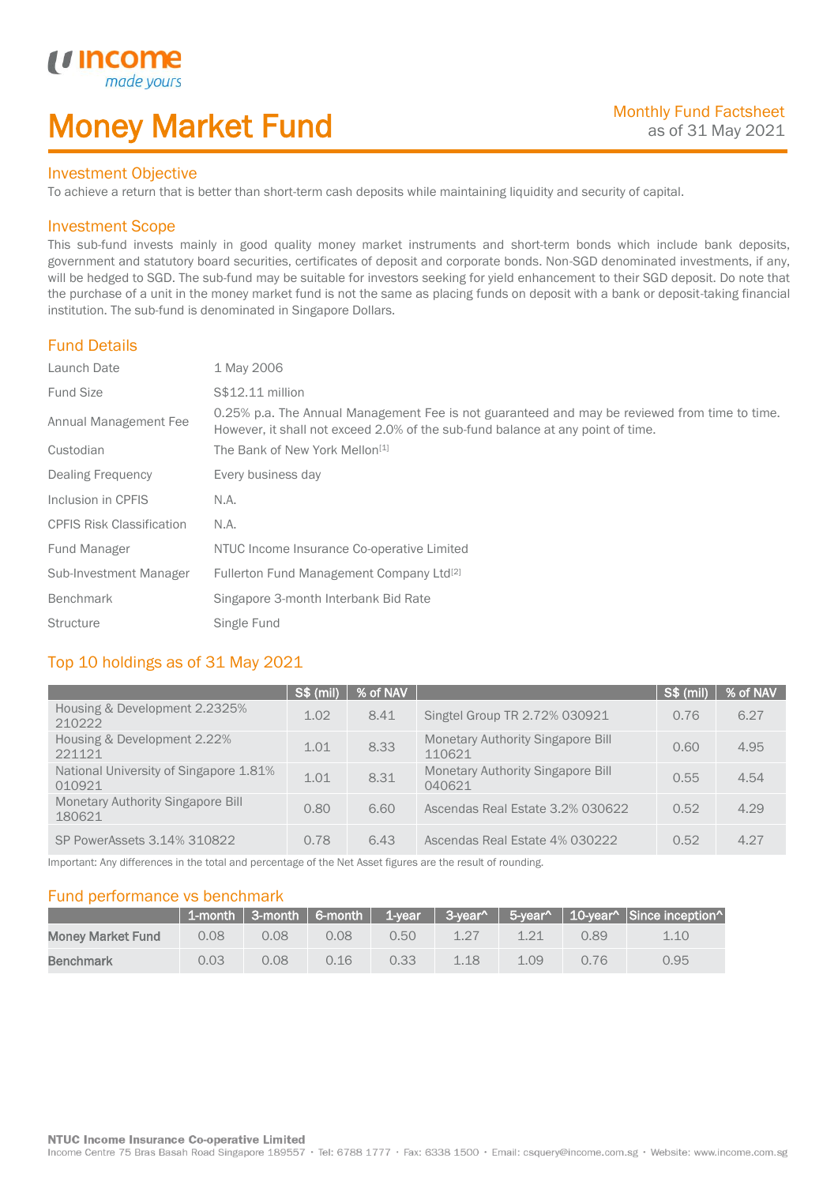income made yours

# Money Market Fund

Monthly Fund Factsheet
as of 31 May 2021

## Investment Objective

To achieve a return that is better than short-term cash deposits while maintaining liquidity and security of capital.

## Investment Scope

This sub-fund invests mainly in good quality money market instruments and short-term bonds which include bank deposits, government and statutory board securities, certificates of deposit and corporate bonds. Non-SGD denominated investments, if any, will be hedged to SGD. The sub-fund may be suitable for investors seeking for yield enhancement to their SGD deposit. Do note that the purchase of a unit in the money market fund is not the same as placing funds on deposit with a bank or deposit-taking financial institution. The sub-fund is denominated in Singapore Dollars.

## Fund Details

| | |
|---|---|
| Launch Date | 1 May 2006 |
| Fund Size | S$12.11 million |
| Annual Management Fee | 0.25% p.a. The Annual Management Fee is not guaranteed and may be reviewed from time to time. However, it shall not exceed 2.0% of the sub-fund balance at any point of time. |
| Custodian | The Bank of New York Mellon[1] |
| Dealing Frequency | Every business day |
| Inclusion in CPFIS | N.A. |
| CPFIS Risk Classification | N.A. |
| Fund Manager | NTUC Income Insurance Co-operative Limited |
| Sub-Investment Manager | Fullerton Fund Management Company Ltd[2] |
| Benchmark | Singapore 3-month Interbank Bid Rate |
| Structure | Single Fund |

## Top 10 holdings as of 31 May 2021

| | S$ (mil) | % of NAV | | S$ (mil) | % of NAV |
|---|---|---|---|---|---|
| Housing & Development 2.2325% 210222 | 1.02 | 8.41 | Singtel Group TR 2.72% 030921 | 0.76 | 6.27 |
| Housing & Development 2.22% 221121 | 1.01 | 8.33 | Monetary Authority Singapore Bill 110621 | 0.60 | 4.95 |
| National University of Singapore 1.81% 010921 | 1.01 | 8.31 | Monetary Authority Singapore Bill 040621 | 0.55 | 4.54 |
| Monetary Authority Singapore Bill 180621 | 0.80 | 6.60 | Ascendas Real Estate 3.2% 030622 | 0.52 | 4.29 |
| SP PowerAssets 3.14% 310822 | 0.78 | 6.43 | Ascendas Real Estate 4% 030222 | 0.52 | 4.27 |

Important: Any differences in the total and percentage of the Net Asset figures are the result of rounding.

## Fund performance vs benchmark

| | 1-month | 3-month | 6-month | 1-year | 3-year^ | 5-year^ | 10-year^ | Since inception^ |
|---|---|---|---|---|---|---|---|---|
| **Money Market Fund** | 0.08 | 0.08 | 0.08 | 0.50 | 1.27 | 1.21 | 0.89 | 1.10 |
| **Benchmark** | 0.03 | 0.08 | 0.16 | 0.33 | 1.18 | 1.09 | 0.76 | 0.95 |

**NTUC Income Insurance Co-operative Limited**
Income Centre 75 Bras Basah Road Singapore 189557 • Tel: 6788 1777 • Fax: 6338 1500 • Email: csquery@income.com.sg • Website: www.income.com.sg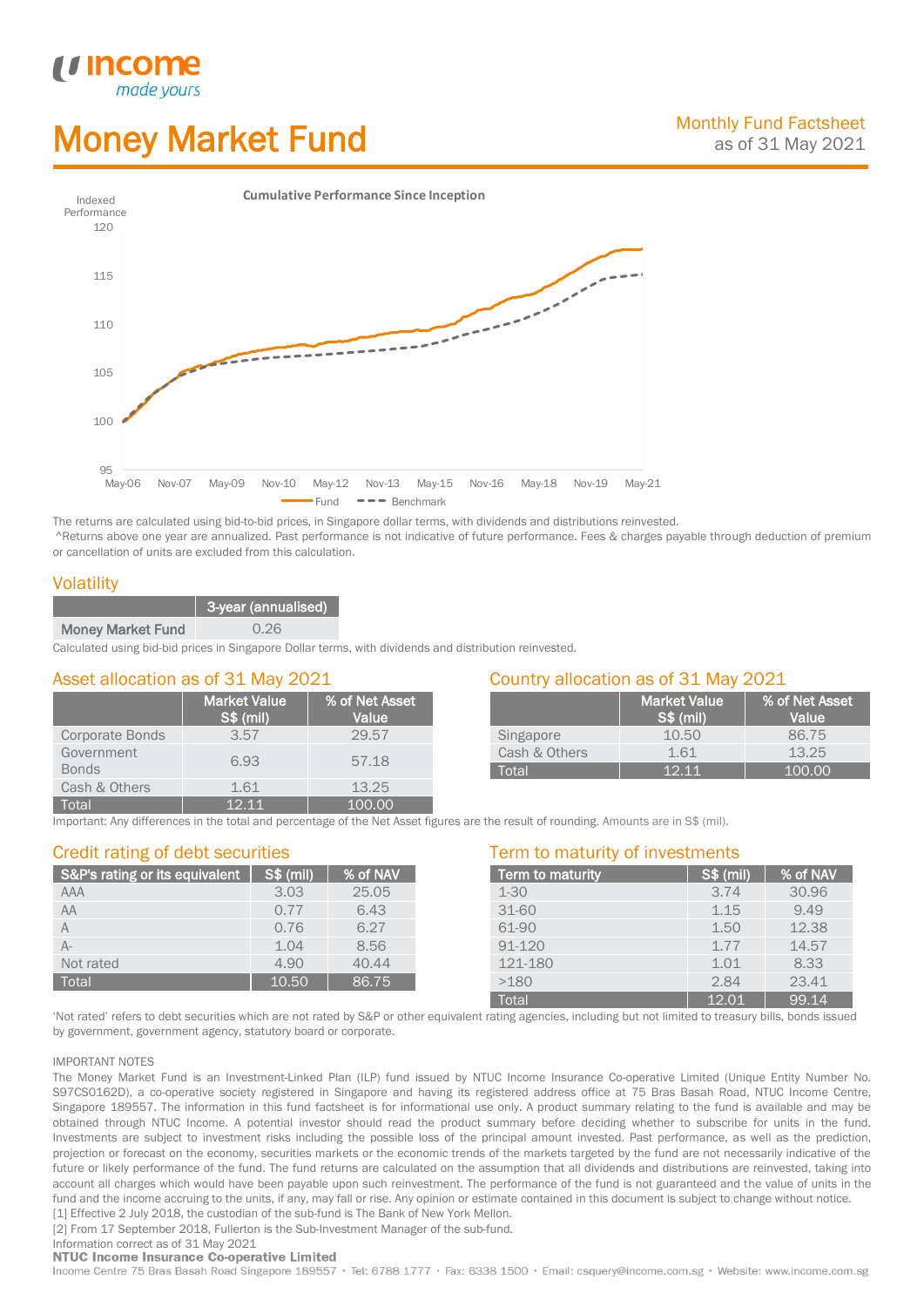# Money Market Fund

Monthly Fund Factsheet
as of 31 May 2021

Cumulative Performance Since Inception

Indexed Performance

120
115
110
105
100
95

May-06 Nov-07 May-09 Nov-10 May-12 Nov-13 May-15 Nov-16 May-18 Nov-19 May-21

Fund Benchmark

The returns are calculated using bid-to-bid prices, in Singapore dollar terms, with dividends and distributions reinvested.
^Returns above one year are annualized. Past performance is not indicative of future performance. Fees & charges payable through deduction of premium or cancellation of units are excluded from this calculation.

## Volatility

| | 3-year (annualised) |
|---|---|
| Money Market Fund | 0.26 |

Calculated using bid-bid prices in Singapore Dollar terms, with dividends and distribution reinvested.

## Asset allocation as of 31 May 2021

| | Market Value S$ (mil) | % of Net Asset Value |
|---|---|---|
| Corporate Bonds | 3.57 | 29.57 |
| Government Bonds | 6.93 | 57.18 |
| Cash & Others | 1.61 | 13.25 |
| Total | 12.11 | 100.00 |

## Country allocation as of 31 May 2021

| | Market Value S$ (mil) | % of Net Asset Value |
|---|---|---|
| Singapore | 10.50 | 86.75 |
| Cash & Others | 1.61 | 13.25 |
| Total | 12.11 | 100.00 |

Important: Any differences in the total and percentage of the Net Asset figures are the result of rounding. Amounts are in S$ (mil).

## Credit rating of debt securities

| S&P's rating or its equivalent | S$ (mil) | % of NAV |
|---|---|---|
| AAA | 3.03 | 25.05 |
| AA | 0.77 | 6.43 |
| A | 0.76 | 6.27 |
| A- | 1.04 | 8.56 |
| Not rated | 4.90 | 40.44 |
| Total | 10.50 | 86.75 |

## Term to maturity of investments

| Term to maturity | S$ (mil) | % of NAV |
|---|---|---|
| 1-30 | 3.74 | 30.96 |
| 31-60 | 1.15 | 9.49 |
| 61-90 | 1.50 | 12.38 |
| 91-120 | 1.77 | 14.57 |
| 121-180 | 1.01 | 8.33 |
| >180 | 2.84 | 23.41 |
| Total | 12.01 | 99.14 |

'Not rated' refers to debt securities which are not rated by S&P or other equivalent rating agencies, including but not limited to treasury bills, bonds issued by government, government agency, statutory board or corporate.

IMPORTANT NOTES

The Money Market Fund is an Investment-Linked Plan (ILP) fund issued by NTUC Income Insurance Co-operative Limited (Unique Entity Number No. S97CS0162D), a co-operative society registered in Singapore and having its registered address office at 75 Bras Basah Road, NTUC Income Centre, Singapore 189557. The information in this fund factsheet is for informational use only. A product summary relating to the fund is available and may be obtained through NTUC Income. A potential investor should read the product summary before deciding whether to subscribe for units in the fund. Investments are subject to investment risks including the possible loss of the principal amount invested. Past performance, as well as the prediction, projection or forecast on the economy, securities markets or the economic trends of the markets targeted by the fund are not necessarily indicative of the future or likely performance of the fund. The fund returns are calculated on the assumption that all dividends and distributions are reinvested, taking into account all charges which would have been payable upon such reinvestment. The performance of the fund is not guaranteed and the value of units in the fund and the income accruing to the units, if any, may fall or rise. Any opinion or estimate contained in this document is subject to change without notice.
[1] Effective 2 July 2018, the custodian of the sub-fund is The Bank of New York Mellon.
[2] From 17 September 2018, Fullerton is the Sub-Investment Manager of the sub-fund.
Information correct as of 31 May 2021

**NTUC Income Insurance Co-operative Limited**
Income Centre 75 Bras Basah Road Singapore 189557 · Tel: 6788 1777 · Fax: 6338 1500 · Email: csquery@income.com.sg · Website: www.income.com.sg